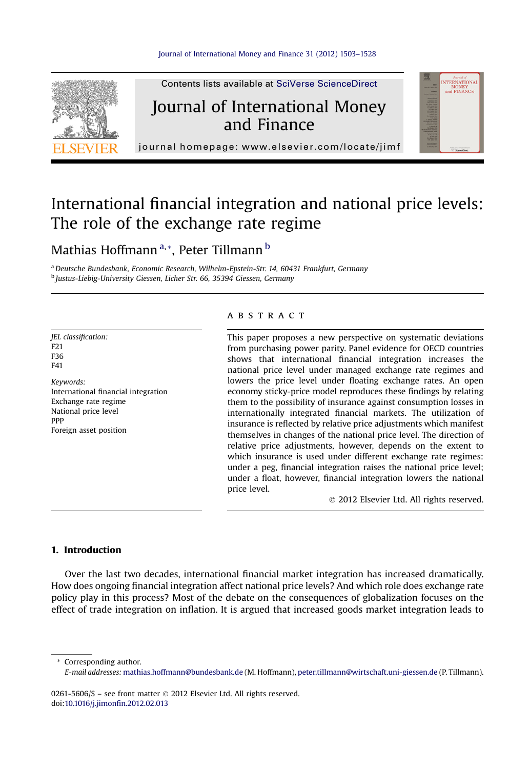# International financial integration and national price levels: The role of the exchange rate regime

Mathias Hoffmann [a,*], Peter Tillmann [b]

[a] Deutsche Bundesbank, Economic Research, Wilhelm-Epstein-Str. 14, 60431 Frankfurt, Germany
[b] Justus-Liebig-University Giessen, Licher Str. 66, 35394 Giessen, Germany

*JEL classification:*
F21
F36
F41

*Keywords:*
International financial integration
Exchange rate regime
National price level
PPP
Foreign asset position

## ABSTRACT

This paper proposes a new perspective on systematic deviations from purchasing power parity. Panel evidence for OECD countries shows that international financial integration increases the national price level under managed exchange rate regimes and lowers the price level under floating exchange rates. An open economy sticky-price model reproduces these findings by relating them to the possibility of insurance against consumption losses in internationally integrated financial markets. The utilization of insurance is reflected by relative price adjustments which manifest themselves in changes of the national price level. The direction of relative price adjustments, however, depends on the extent to which insurance is used under different exchange rate regimes: under a peg, financial integration raises the national price level; under a float, however, financial integration lowers the national price level.

© 2012 Elsevier Ltd. All rights reserved.

## 1. Introduction

Over the last two decades, international financial market integration has increased dramatically. How does ongoing financial integration affect national price levels? And which role does exchange rate policy play in this process? Most of the debate on the consequences of globalization focuses on the effect of trade integration on inflation. It is argued that increased goods market integration leads to

\* Corresponding author.
E-mail addresses: mathias.hoffmann@bundesbank.de (M. Hoffmann), peter.tillmann@wirtschaft.uni-giessen.de (P. Tillmann).

0261-5606/$ – see front matter © 2012 Elsevier Ltd. All rights reserved.
doi:10.1016/j.jimonfin.2012.02.013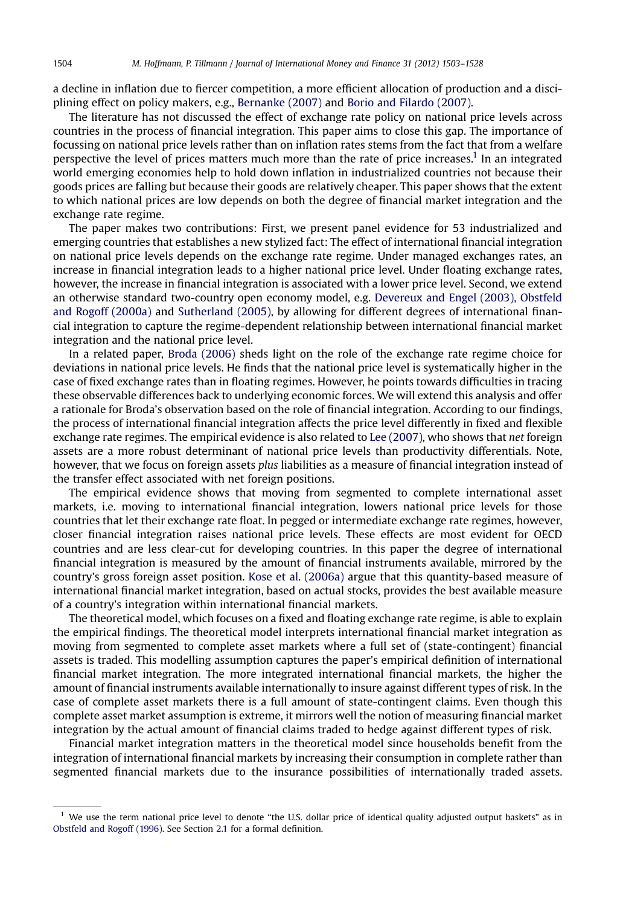a decline in inflation due to fiercer competition, a more efficient allocation of production and a disciplining effect on policy makers, e.g., Bernanke (2007) and Borio and Filardo (2007).

The literature has not discussed the effect of exchange rate policy on national price levels across countries in the process of financial integration. This paper aims to close this gap. The importance of focussing on national price levels rather than on inflation rates stems from the fact that from a welfare perspective the level of prices matters much more than the rate of price increases.[1] In an integrated world emerging economies help to hold down inflation in industrialized countries not because their goods prices are falling but because their goods are relatively cheaper. This paper shows that the extent to which national prices are low depends on both the degree of financial market integration and the exchange rate regime.

The paper makes two contributions: First, we present panel evidence for 53 industrialized and emerging countries that establishes a new stylized fact: The effect of international financial integration on national price levels depends on the exchange rate regime. Under managed exchanges rates, an increase in financial integration leads to a higher national price level. Under floating exchange rates, however, the increase in financial integration is associated with a lower price level. Second, we extend an otherwise standard two-country open economy model, e.g. Devereux and Engel (2003), Obstfeld and Rogoff (2000a) and Sutherland (2005), by allowing for different degrees of international financial integration to capture the regime-dependent relationship between international financial market integration and the national price level.

In a related paper, Broda (2006) sheds light on the role of the exchange rate regime choice for deviations in national price levels. He finds that the national price level is systematically higher in the case of fixed exchange rates than in floating regimes. However, he points towards difficulties in tracing these observable differences back to underlying economic forces. We will extend this analysis and offer a rationale for Broda's observation based on the role of financial integration. According to our findings, the process of international financial integration affects the price level differently in fixed and flexible exchange rate regimes. The empirical evidence is also related to Lee (2007), who shows that *net* foreign assets are a more robust determinant of national price levels than productivity differentials. Note, however, that we focus on foreign assets *plus* liabilities as a measure of financial integration instead of the transfer effect associated with net foreign positions.

The empirical evidence shows that moving from segmented to complete international asset markets, i.e. moving to international financial integration, lowers national price levels for those countries that let their exchange rate float. In pegged or intermediate exchange rate regimes, however, closer financial integration raises national price levels. These effects are most evident for OECD countries and are less clear-cut for developing countries. In this paper the degree of international financial integration is measured by the amount of financial instruments available, mirrored by the country's gross foreign asset position. Kose et al. (2006a) argue that this quantity-based measure of international financial market integration, based on actual stocks, provides the best available measure of a country's integration within international financial markets.

The theoretical model, which focuses on a fixed and floating exchange rate regime, is able to explain the empirical findings. The theoretical model interprets international financial market integration as moving from segmented to complete asset markets where a full set of (state-contingent) financial assets is traded. This modelling assumption captures the paper's empirical definition of international financial market integration. The more integrated international financial markets, the higher the amount of financial instruments available internationally to insure against different types of risk. In the case of complete asset markets there is a full amount of state-contingent claims. Even though this complete asset market assumption is extreme, it mirrors well the notion of measuring financial market integration by the actual amount of financial claims traded to hedge against different types of risk.

Financial market integration matters in the theoretical model since households benefit from the integration of international financial markets by increasing their consumption in complete rather than segmented financial markets due to the insurance possibilities of internationally traded assets.

[1] We use the term national price level to denote "the U.S. dollar price of identical quality adjusted output baskets" as in Obstfeld and Rogoff (1996). See Section 2.1 for a formal definition.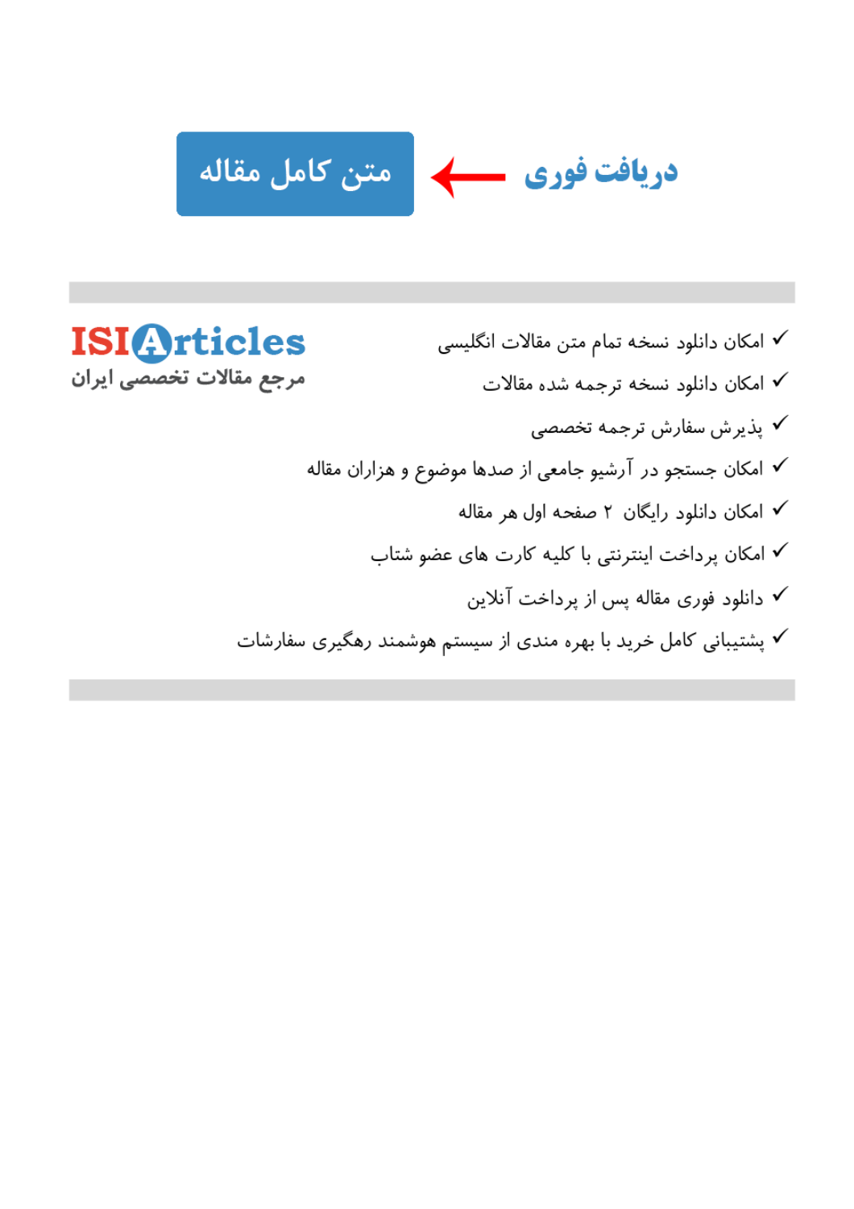دریافت فوری ← متن کامل مقاله

**ISIArticles**
مرجع مقالات تخصصی ایران

- ✓ امکان دانلود نسخه تمام متن مقالات انگلیسی
- ✓ امکان دانلود نسخه ترجمه شده مقالات
- ✓ پذیرش سفارش ترجمه تخصصی
- ✓ امکان جستجو در آرشیو جامعی از صدها موضوع و هزاران مقاله
- ✓ امکان دانلود رایگان ۲ صفحه اول هر مقاله
- ✓ امکان پرداخت اینترنتی با کلیه کارت های عضو شتاب
- ✓ دانلود فوری مقاله پس از پرداخت آنلاین
- ✓ پشتیبانی کامل خرید با بهره مندی از سیستم هوشمند رهگیری سفارشات